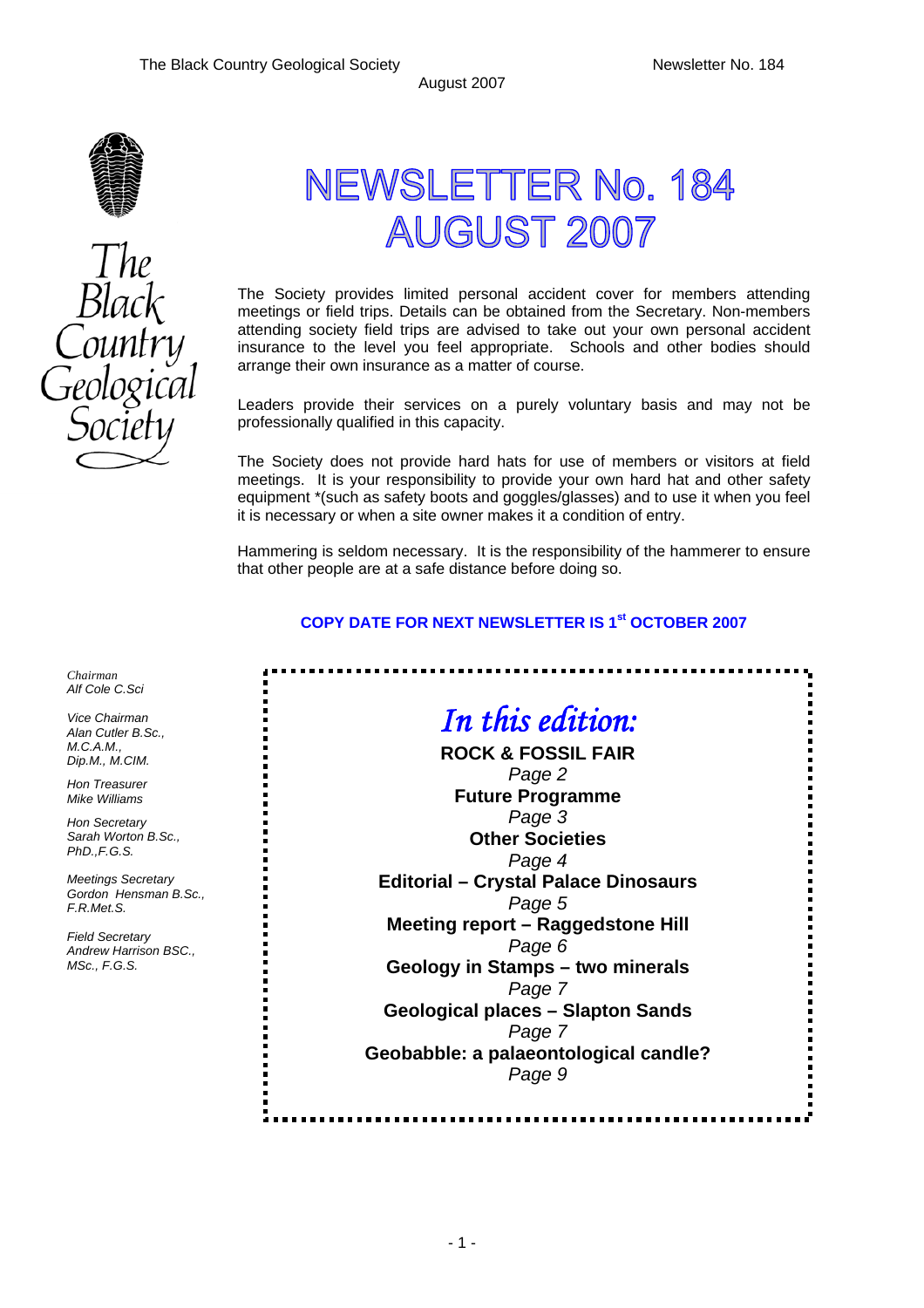# NEWSLETTER No. 184 AUGUST 2007

The Black Country Geological Society

The Society provides limited personal accident cover for members attending meetings or field trips. Details can be obtained from the Secretary. Non-members attending society field trips are advised to take out your own personal accident insurance to the level you feel appropriate. Schools and other bodies should arrange their own insurance as a matter of course.

Leaders provide their services on a purely voluntary basis and may not be professionally qualified in this capacity.

The Society does not provide hard hats for use of members or visitors at field meetings. It is your responsibility to provide your own hard hat and other safety equipment *(such as safety boots and goggles/glasses) and to use it when you feel it is necessary or when a site owner makes it a condition of entry.

Hammering is seldom necessary. It is the responsibility of the hammerer to ensure that other people are at a safe distance before doing so.

**COPY DATE FOR NEXT NEWSLETTER IS 1st OCTOBER 2007**

*Chairman*
*Alf Cole C.Sci*

*Vice Chairman*
*Alan Cutler B.Sc., M.C.A.M., Dip.M., M.CIM.*

*Hon Treasurer*
*Mike Williams*

*Hon Secretary*
*Sarah Worton B.Sc., PhD.,F.G.S.*

*Meetings Secretary*
*Gordon Hensman B.Sc., F.R.Met.S.*

*Field Secretary*
*Andrew Harrison BSC., MSc., F.G.S.*

## *In this edition:*

**ROCK & FOSSIL FAIR**
*Page 2*

**Future Programme**
*Page 3*

**Other Societies**
*Page 4*

**Editorial – Crystal Palace Dinosaurs**
*Page 5*

**Meeting report – Raggedstone Hill**
*Page 6*

**Geology in Stamps – two minerals**
*Page 7*

**Geological places – Slapton Sands**
*Page 7*

**Geobabble: a palaeontological candle?**
*Page 9*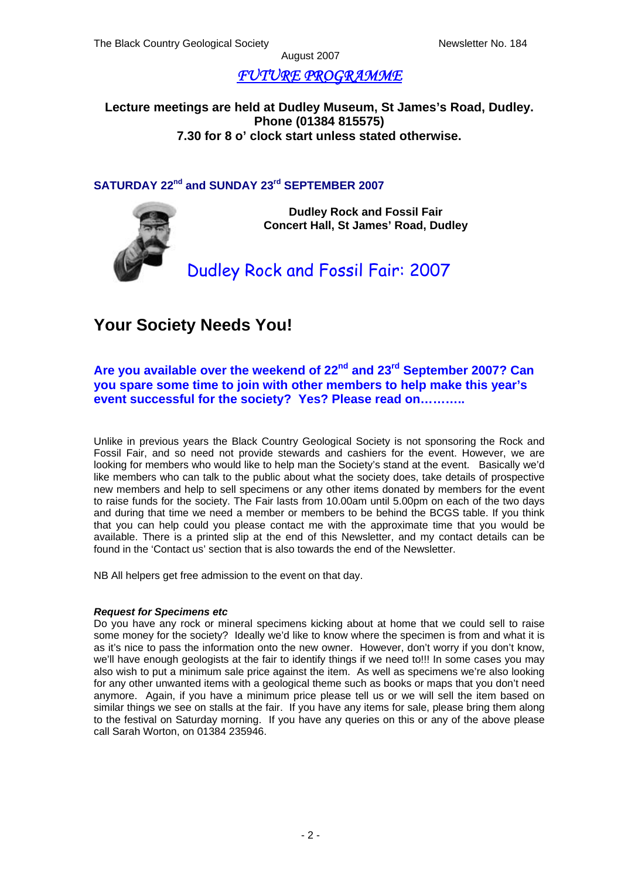# FUTURE PROGRAMME

**Lecture meetings are held at Dudley Museum, St James's Road, Dudley.**
**Phone (01384 815575)**
**7.30 for 8 o' clock start unless stated otherwise.**

### SATURDAY 22nd and SUNDAY 23rd SEPTEMBER 2007

**Dudley Rock and Fossil Fair**
**Concert Hall, St James' Road, Dudley**

## Dudley Rock and Fossil Fair: 2007

## Your Society Needs You!

**Are you available over the weekend of 22nd and 23rd September 2007? Can you spare some time to join with other members to help make this year's event successful for the society? Yes? Please read on………..**

Unlike in previous years the Black Country Geological Society is not sponsoring the Rock and Fossil Fair, and so need not provide stewards and cashiers for the event. However, we are looking for members who would like to help man the Society's stand at the event. Basically we'd like members who can talk to the public about what the society does, take details of prospective new members and help to sell specimens or any other items donated by members for the event to raise funds for the society. The Fair lasts from 10.00am until 5.00pm on each of the two days and during that time we need a member or members to be behind the BCGS table. If you think that you can help could you please contact me with the approximate time that you would be available. There is a printed slip at the end of this Newsletter, and my contact details can be found in the 'Contact us' section that is also towards the end of the Newsletter.

NB All helpers get free admission to the event on that day.

***Request for Specimens etc***

Do you have any rock or mineral specimens kicking about at home that we could sell to raise some money for the society? Ideally we'd like to know where the specimen is from and what it is as it's nice to pass the information onto the new owner. However, don't worry if you don't know, we'll have enough geologists at the fair to identify things if we need to!!! In some cases you may also wish to put a minimum sale price against the item. As well as specimens we're also looking for any other unwanted items with a geological theme such as books or maps that you don't need anymore. Again, if you have a minimum price please tell us or we will sell the item based on similar things we see on stalls at the fair. If you have any items for sale, please bring them along to the festival on Saturday morning. If you have any queries on this or any of the above please call Sarah Worton, on 01384 235946.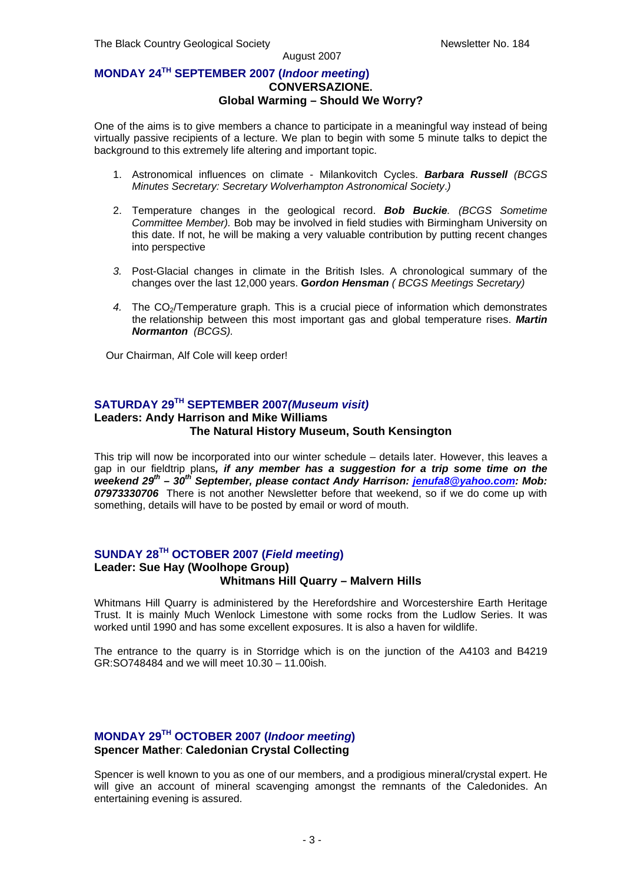## MONDAY 24TH SEPTEMBER 2007 (*Indoor meeting*)

### CONVERSAZIONE.

### Global Warming – Should We Worry?

One of the aims is to give members a chance to participate in a meaningful way instead of being virtually passive recipients of a lecture. We plan to begin with some 5 minute talks to depict the background to this extremely life altering and important topic.

1. Astronomical influences on climate - Milankovitch Cycles. ***Barbara Russell*** *(BCGS Minutes Secretary: Secretary Wolverhampton Astronomical Society.)*

2. Temperature changes in the geological record. ***Bob Buckie****. (BCGS Sometime Committee Member).* Bob may be involved in field studies with Birmingham University on this date. If not, he will be making a very valuable contribution by putting recent changes into perspective

3. Post-Glacial changes in climate in the British Isles. A chronological summary of the changes over the last 12,000 years. **G*ordon Hensman*** *( BCGS Meetings Secretary)*

4. The $CO_2$/Temperature graph. This is a crucial piece of information which demonstrates the relationship between this most important gas and global temperature rises. ***Martin Normanton*** *(BCGS).*

Our Chairman, Alf Cole will keep order!

## SATURDAY 29TH SEPTEMBER 2007*(Museum visit)*

**Leaders: Andy Harrison and Mike Williams**

### The Natural History Museum, South Kensington

This trip will now be incorporated into our winter schedule – details later. However, this leaves a gap in our fieldtrip plans***, if any member has a suggestion for a trip some time on the weekend 29th – 30th September, please contact Andy Harrison: jenufa8@yahoo.com: Mob: 07973330706*** There is not another Newsletter before that weekend, so if we do come up with something, details will have to be posted by email or word of mouth.

## SUNDAY 28TH OCTOBER 2007 (*Field meeting*)

**Leader: Sue Hay (Woolhope Group)**

### Whitmans Hill Quarry – Malvern Hills

Whitmans Hill Quarry is administered by the Herefordshire and Worcestershire Earth Heritage Trust. It is mainly Much Wenlock Limestone with some rocks from the Ludlow Series. It was worked until 1990 and has some excellent exposures. It is also a haven for wildlife.

The entrance to the quarry is in Storridge which is on the junction of the A4103 and B4219 GR:SO748484 and we will meet 10.30 – 11.00ish.

## MONDAY 29TH OCTOBER 2007 (*Indoor meeting*)

**Spencer Mather**: **Caledonian Crystal Collecting**

Spencer is well known to you as one of our members, and a prodigious mineral/crystal expert. He will give an account of mineral scavenging amongst the remnants of the Caledonides. An entertaining evening is assured.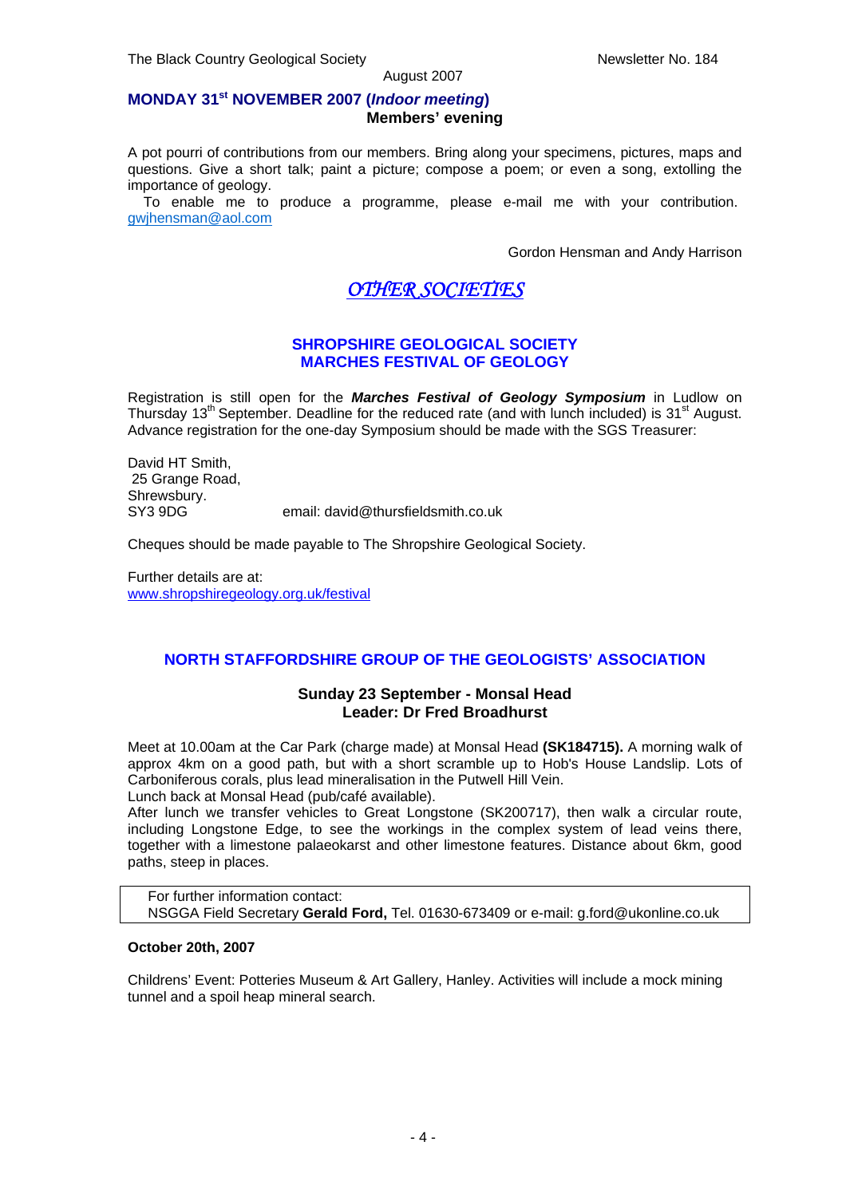## MONDAY 31st NOVEMBER 2007 (*Indoor meeting*)

**Members' evening**

A pot pourri of contributions from our members. Bring along your specimens, pictures, maps and questions. Give a short talk; paint a picture; compose a poem; or even a song, extolling the importance of geology.

To enable me to produce a programme, please e-mail me with your contribution. gwjhensman@aol.com

Gordon Hensman and Andy Harrison

# *OTHER SOCIETIES*

## SHROPSHIRE GEOLOGICAL SOCIETY
## MARCHES FESTIVAL OF GEOLOGY

Registration is still open for the ***Marches Festival of Geology Symposium*** in Ludlow on Thursday 13th September. Deadline for the reduced rate (and with lunch included) is 31st August. Advance registration for the one-day Symposium should be made with the SGS Treasurer:

David HT Smith,
25 Grange Road,
Shrewsbury.
SY3 9DG email: david@thursfieldsmith.co.uk

Cheques should be made payable to The Shropshire Geological Society.

Further details are at:
www.shropshiregeology.org.uk/festival

## NORTH STAFFORDSHIRE GROUP OF THE GEOLOGISTS' ASSOCIATION

**Sunday 23 September - Monsal Head**
**Leader: Dr Fred Broadhurst**

Meet at 10.00am at the Car Park (charge made) at Monsal Head **(SK184715).** A morning walk of approx 4km on a good path, but with a short scramble up to Hob's House Landslip. Lots of Carboniferous corals, plus lead mineralisation in the Putwell Hill Vein.

Lunch back at Monsal Head (pub/café available).

After lunch we transfer vehicles to Great Longstone (SK200717), then walk a circular route, including Longstone Edge, to see the workings in the complex system of lead veins there, together with a limestone palaeokarst and other limestone features. Distance about 6km, good paths, steep in places.

For further information contact:
NSGGA Field Secretary **Gerald Ford,** Tel. 01630-673409 or e-mail: g.ford@ukonline.co.uk

**October 20th, 2007**

Childrens' Event: Potteries Museum & Art Gallery, Hanley. Activities will include a mock mining tunnel and a spoil heap mineral search.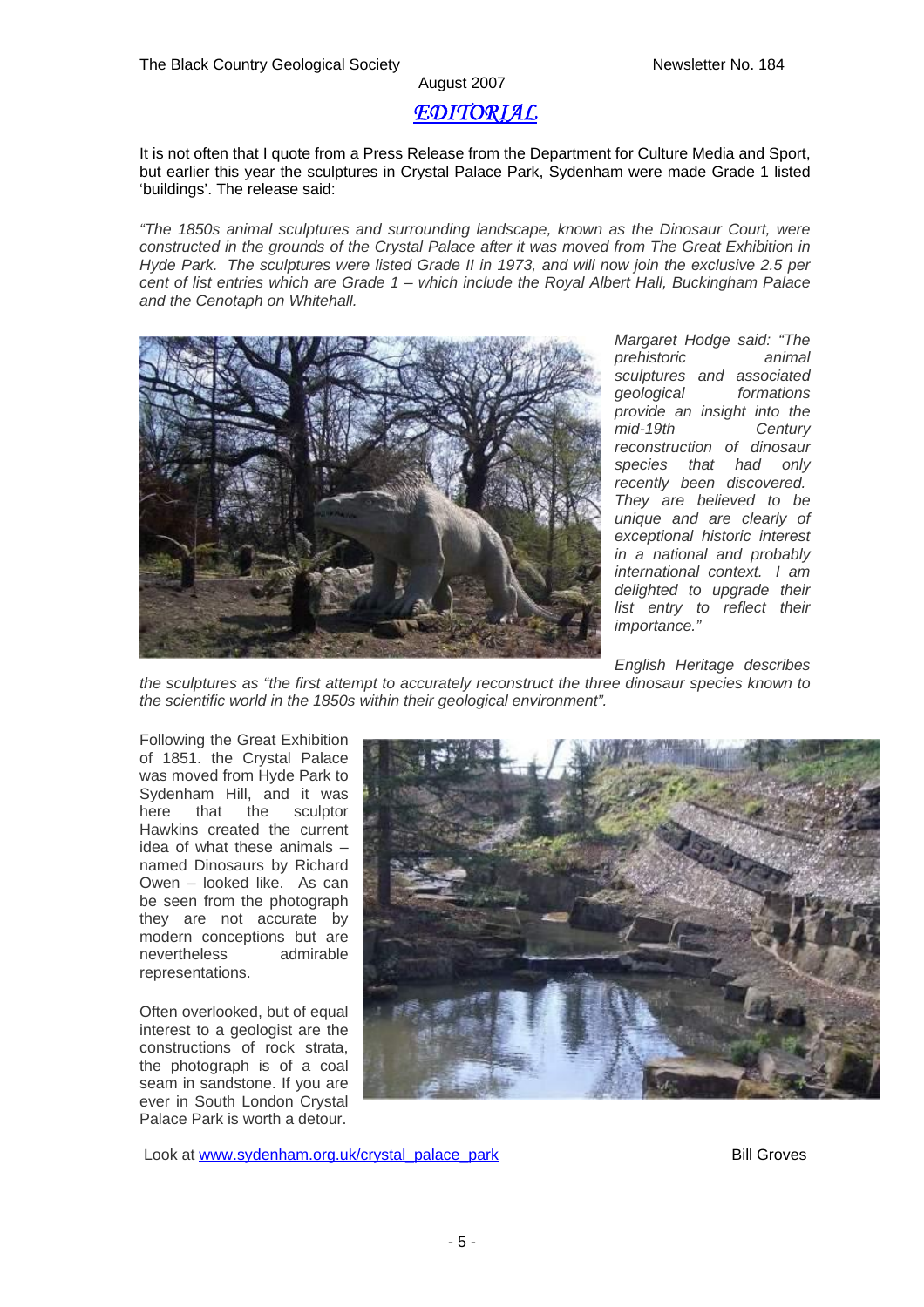# EDITORIAL

It is not often that I quote from a Press Release from the Department for Culture Media and Sport, but earlier this year the sculptures in Crystal Palace Park, Sydenham were made Grade 1 listed 'buildings'. The release said:

*"The 1850s animal sculptures and surrounding landscape, known as the Dinosaur Court, were constructed in the grounds of the Crystal Palace after it was moved from The Great Exhibition in Hyde Park. The sculptures were listed Grade II in 1973, and will now join the exclusive 2.5 per cent of list entries which are Grade 1 – which include the Royal Albert Hall, Buckingham Palace and the Cenotaph on Whitehall.*

*Margaret Hodge said: "The prehistoric animal sculptures and associated geological formations provide an insight into the mid-19th Century reconstruction of dinosaur species that had only recently been discovered. They are believed to be unique and are clearly of exceptional historic interest in a national and probably international context. I am delighted to upgrade their list entry to reflect their importance."*

*English Heritage describes the sculptures as "the first attempt to accurately reconstruct the three dinosaur species known to the scientific world in the 1850s within their geological environment".*

Following the Great Exhibition of 1851. the Crystal Palace was moved from Hyde Park to Sydenham Hill, and it was here that the sculptor Hawkins created the current idea of what these animals – named Dinosaurs by Richard Owen – looked like. As can be seen from the photograph they are not accurate by modern conceptions but are nevertheless admirable representations.

Often overlooked, but of equal interest to a geologist are the constructions of rock strata, the photograph is of a coal seam in sandstone. If you are ever in South London Crystal Palace Park is worth a detour.

Look at www.sydenham.org.uk/crystal_palace_park

Bill Groves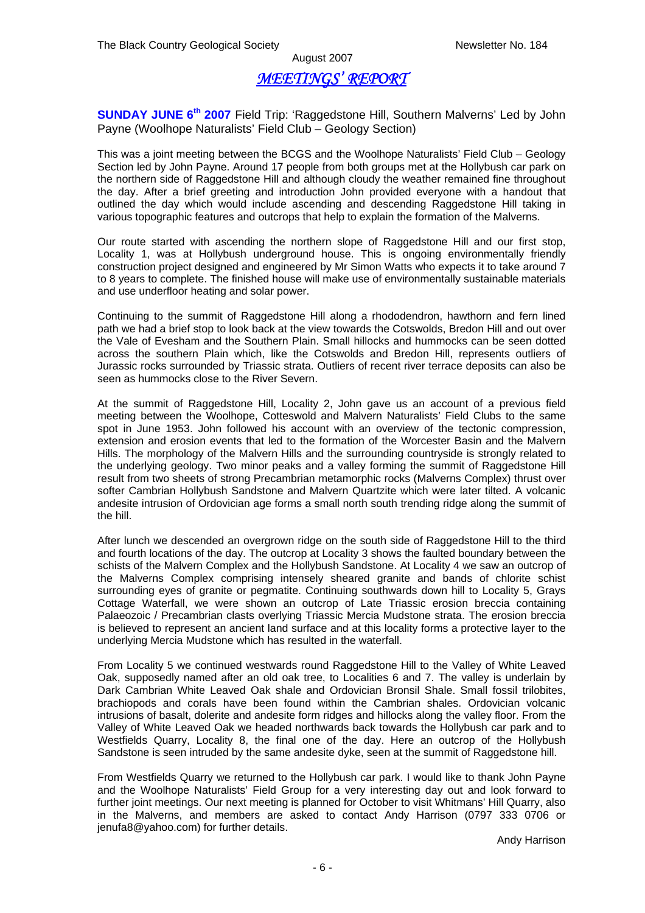# *MEETINGS' REPORT*

**SUNDAY JUNE 6th 2007** Field Trip: 'Raggedstone Hill, Southern Malverns' Led by John Payne (Woolhope Naturalists' Field Club – Geology Section)

This was a joint meeting between the BCGS and the Woolhope Naturalists' Field Club – Geology Section led by John Payne. Around 17 people from both groups met at the Hollybush car park on the northern side of Raggedstone Hill and although cloudy the weather remained fine throughout the day. After a brief greeting and introduction John provided everyone with a handout that outlined the day which would include ascending and descending Raggedstone Hill taking in various topographic features and outcrops that help to explain the formation of the Malverns.

Our route started with ascending the northern slope of Raggedstone Hill and our first stop, Locality 1, was at Hollybush underground house. This is ongoing environmentally friendly construction project designed and engineered by Mr Simon Watts who expects it to take around 7 to 8 years to complete. The finished house will make use of environmentally sustainable materials and use underfloor heating and solar power.

Continuing to the summit of Raggedstone Hill along a rhododendron, hawthorn and fern lined path we had a brief stop to look back at the view towards the Cotswolds, Bredon Hill and out over the Vale of Evesham and the Southern Plain. Small hillocks and hummocks can be seen dotted across the southern Plain which, like the Cotswolds and Bredon Hill, represents outliers of Jurassic rocks surrounded by Triassic strata. Outliers of recent river terrace deposits can also be seen as hummocks close to the River Severn.

At the summit of Raggedstone Hill, Locality 2, John gave us an account of a previous field meeting between the Woolhope, Cotteswold and Malvern Naturalists' Field Clubs to the same spot in June 1953. John followed his account with an overview of the tectonic compression, extension and erosion events that led to the formation of the Worcester Basin and the Malvern Hills. The morphology of the Malvern Hills and the surrounding countryside is strongly related to the underlying geology. Two minor peaks and a valley forming the summit of Raggedstone Hill result from two sheets of strong Precambrian metamorphic rocks (Malverns Complex) thrust over softer Cambrian Hollybush Sandstone and Malvern Quartzite which were later tilted. A volcanic andesite intrusion of Ordovician age forms a small north south trending ridge along the summit of the hill.

After lunch we descended an overgrown ridge on the south side of Raggedstone Hill to the third and fourth locations of the day. The outcrop at Locality 3 shows the faulted boundary between the schists of the Malvern Complex and the Hollybush Sandstone. At Locality 4 we saw an outcrop of the Malverns Complex comprising intensely sheared granite and bands of chlorite schist surrounding eyes of granite or pegmatite. Continuing southwards down hill to Locality 5, Grays Cottage Waterfall, we were shown an outcrop of Late Triassic erosion breccia containing Palaeozoic / Precambrian clasts overlying Triassic Mercia Mudstone strata. The erosion breccia is believed to represent an ancient land surface and at this locality forms a protective layer to the underlying Mercia Mudstone which has resulted in the waterfall.

From Locality 5 we continued westwards round Raggedstone Hill to the Valley of White Leaved Oak, supposedly named after an old oak tree, to Localities 6 and 7. The valley is underlain by Dark Cambrian White Leaved Oak shale and Ordovician Bronsil Shale. Small fossil trilobites, brachiopods and corals have been found within the Cambrian shales. Ordovician volcanic intrusions of basalt, dolerite and andesite form ridges and hillocks along the valley floor. From the Valley of White Leaved Oak we headed northwards back towards the Hollybush car park and to Westfields Quarry, Locality 8, the final one of the day. Here an outcrop of the Hollybush Sandstone is seen intruded by the same andesite dyke, seen at the summit of Raggedstone hill.

From Westfields Quarry we returned to the Hollybush car park. I would like to thank John Payne and the Woolhope Naturalists' Field Group for a very interesting day out and look forward to further joint meetings. Our next meeting is planned for October to visit Whitmans' Hill Quarry, also in the Malverns, and members are asked to contact Andy Harrison (0797 333 0706 or jenufa8@yahoo.com) for further details.

Andy Harrison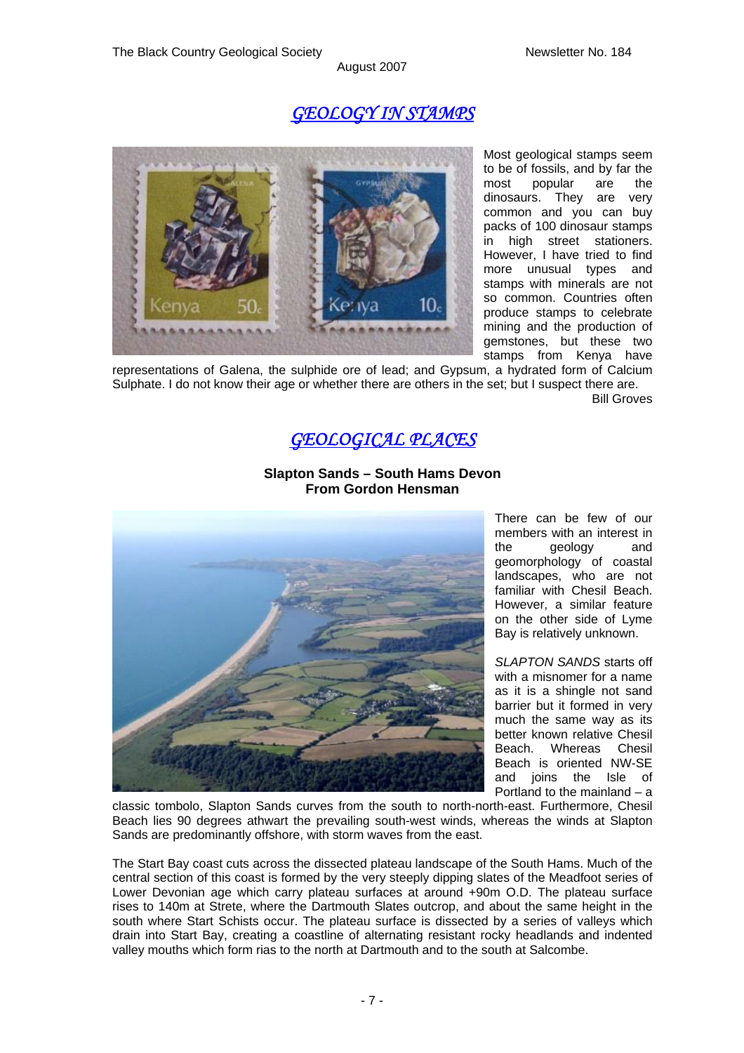## *GEOLOGY IN STAMPS*

Most geological stamps seem to be of fossils, and by far the most popular are the dinosaurs. They are very common and you can buy packs of 100 dinosaur stamps in high street stationers. However, I have tried to find more unusual types and stamps with minerals are not so common. Countries often produce stamps to celebrate mining and the production of gemstones, but these two stamps from Kenya have representations of Galena, the sulphide ore of lead; and Gypsum, a hydrated form of Calcium Sulphate. I do not know their age or whether there are others in the set; but I suspect there are.

Bill Groves

## *GEOLOGICAL PLACES*

**Slapton Sands – South Hams Devon**
**From Gordon Hensman**

There can be few of our members with an interest in the geology and geomorphology of coastal landscapes, who are not familiar with Chesil Beach. However, a similar feature on the other side of Lyme Bay is relatively unknown.

*SLAPTON SANDS* starts off with a misnomer for a name as it is a shingle not sand barrier but it formed in very much the same way as its better known relative Chesil Beach. Whereas Chesil Beach is oriented NW-SE and joins the Isle of Portland to the mainland – a classic tombolo, Slapton Sands curves from the south to north-north-east. Furthermore, Chesil Beach lies 90 degrees athwart the prevailing south-west winds, whereas the winds at Slapton Sands are predominantly offshore, with storm waves from the east.

The Start Bay coast cuts across the dissected plateau landscape of the South Hams. Much of the central section of this coast is formed by the very steeply dipping slates of the Meadfoot series of Lower Devonian age which carry plateau surfaces at around +90m O.D. The plateau surface rises to 140m at Strete, where the Dartmouth Slates outcrop, and about the same height in the south where Start Schists occur. The plateau surface is dissected by a series of valleys which drain into Start Bay, creating a coastline of alternating resistant rocky headlands and indented valley mouths which form rias to the north at Dartmouth and to the south at Salcombe.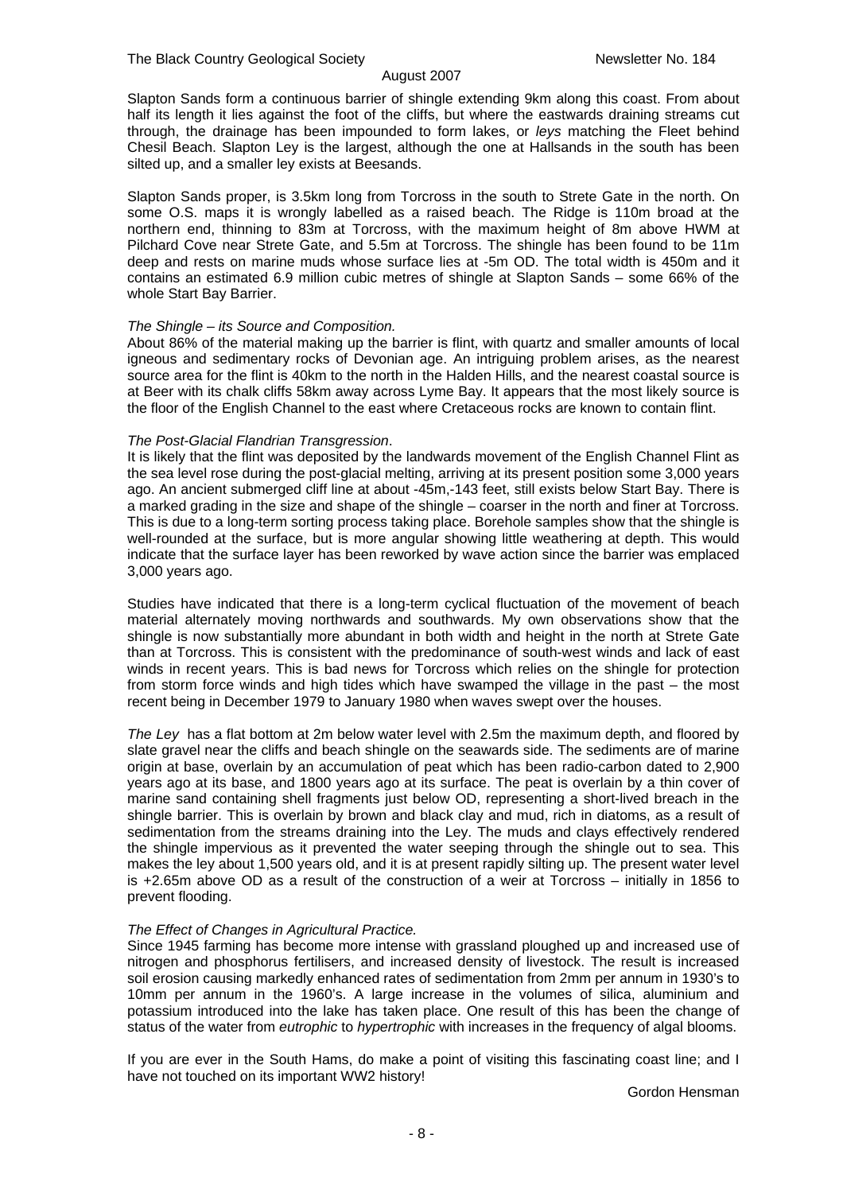Slapton Sands form a continuous barrier of shingle extending 9km along this coast. From about half its length it lies against the foot of the cliffs, but where the eastwards draining streams cut through, the drainage has been impounded to form lakes, or *leys* matching the Fleet behind Chesil Beach. Slapton Ley is the largest, although the one at Hallsands in the south has been silted up, and a smaller ley exists at Beesands.

Slapton Sands proper, is 3.5km long from Torcross in the south to Strete Gate in the north. On some O.S. maps it is wrongly labelled as a raised beach. The Ridge is 110m broad at the northern end, thinning to 83m at Torcross, with the maximum height of 8m above HWM at Pilchard Cove near Strete Gate, and 5.5m at Torcross. The shingle has been found to be 11m deep and rests on marine muds whose surface lies at -5m OD. The total width is 450m and it contains an estimated 6.9 million cubic metres of shingle at Slapton Sands – some 66% of the whole Start Bay Barrier.

*The Shingle – its Source and Composition.*
About 86% of the material making up the barrier is flint, with quartz and smaller amounts of local igneous and sedimentary rocks of Devonian age. An intriguing problem arises, as the nearest source area for the flint is 40km to the north in the Halden Hills, and the nearest coastal source is at Beer with its chalk cliffs 58km away across Lyme Bay. It appears that the most likely source is the floor of the English Channel to the east where Cretaceous rocks are known to contain flint.

*The Post-Glacial Flandrian Transgression*.
It is likely that the flint was deposited by the landwards movement of the English Channel Flint as the sea level rose during the post-glacial melting, arriving at its present position some 3,000 years ago. An ancient submerged cliff line at about -45m,-143 feet, still exists below Start Bay. There is a marked grading in the size and shape of the shingle – coarser in the north and finer at Torcross. This is due to a long-term sorting process taking place. Borehole samples show that the shingle is well-rounded at the surface, but is more angular showing little weathering at depth. This would indicate that the surface layer has been reworked by wave action since the barrier was emplaced 3,000 years ago.

Studies have indicated that there is a long-term cyclical fluctuation of the movement of beach material alternately moving northwards and southwards. My own observations show that the shingle is now substantially more abundant in both width and height in the north at Strete Gate than at Torcross. This is consistent with the predominance of south-west winds and lack of east winds in recent years. This is bad news for Torcross which relies on the shingle for protection from storm force winds and high tides which have swamped the village in the past – the most recent being in December 1979 to January 1980 when waves swept over the houses.

*The Ley* has a flat bottom at 2m below water level with 2.5m the maximum depth, and floored by slate gravel near the cliffs and beach shingle on the seawards side. The sediments are of marine origin at base, overlain by an accumulation of peat which has been radio-carbon dated to 2,900 years ago at its base, and 1800 years ago at its surface. The peat is overlain by a thin cover of marine sand containing shell fragments just below OD, representing a short-lived breach in the shingle barrier. This is overlain by brown and black clay and mud, rich in diatoms, as a result of sedimentation from the streams draining into the Ley. The muds and clays effectively rendered the shingle impervious as it prevented the water seeping through the shingle out to sea. This makes the ley about 1,500 years old, and it is at present rapidly silting up. The present water level is +2.65m above OD as a result of the construction of a weir at Torcross – initially in 1856 to prevent flooding.

*The Effect of Changes in Agricultural Practice.*
Since 1945 farming has become more intense with grassland ploughed up and increased use of nitrogen and phosphorus fertilisers, and increased density of livestock. The result is increased soil erosion causing markedly enhanced rates of sedimentation from 2mm per annum in 1930's to 10mm per annum in the 1960's. A large increase in the volumes of silica, aluminium and potassium introduced into the lake has taken place. One result of this has been the change of status of the water from *eutrophic* to *hypertrophic* with increases in the frequency of algal blooms.

If you are ever in the South Hams, do make a point of visiting this fascinating coast line; and I have not touched on its important WW2 history!

Gordon Hensman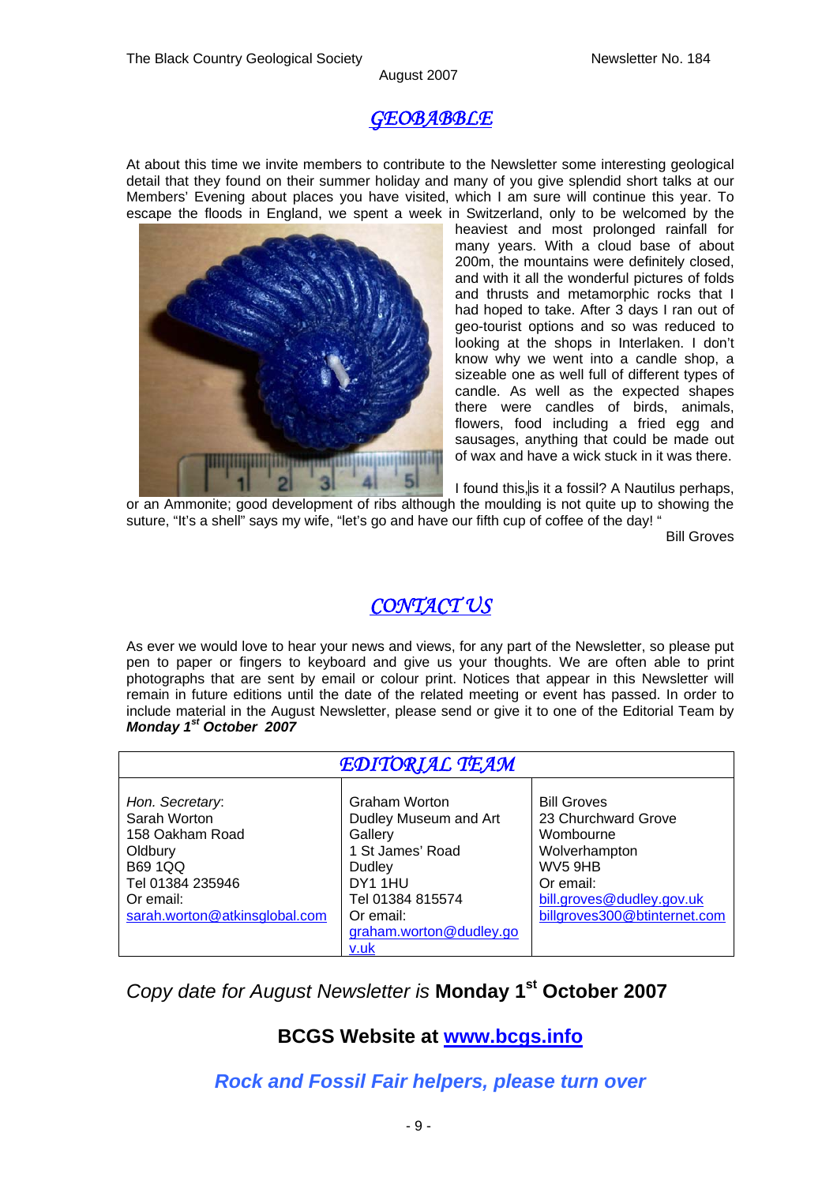# *GEOBABBLE*

At about this time we invite members to contribute to the Newsletter some interesting geological detail that they found on their summer holiday and many of you give splendid short talks at our Members' Evening about places you have visited, which I am sure will continue this year. To escape the floods in England, we spent a week in Switzerland, only to be welcomed by the heaviest and most prolonged rainfall for many years. With a cloud base of about 200m, the mountains were definitely closed, and with it all the wonderful pictures of folds and thrusts and metamorphic rocks that I had hoped to take. After 3 days I ran out of geo-tourist options and so was reduced to looking at the shops in Interlaken. I don't know why we went into a candle shop, a sizeable one as well full of different types of candle. As well as the expected shapes there were candles of birds, animals, flowers, food including a fried egg and sausages, anything that could be made out of wax and have a wick stuck in it was there.

I found this, is it a fossil? A Nautilus perhaps, or an Ammonite; good development of ribs although the moulding is not quite up to showing the suture, "It's a shell" says my wife, "let's go and have our fifth cup of coffee of the day! "

Bill Groves

# *CONTACT US*

As ever we would love to hear your news and views, for any part of the Newsletter, so please put pen to paper or fingers to keyboard and give us your thoughts. We are often able to print photographs that are sent by email or colour print. Notices that appear in this Newsletter will remain in future editions until the date of the related meeting or event has passed. In order to include material in the August Newsletter, please send or give it to one of the Editorial Team by ***Monday 1st October 2007***

| *EDITORIAL TEAM* | | |
|---|---|---|
| *Hon. Secretary*:<br>Sarah Worton<br>158 Oakham Road<br>Oldbury<br>B69 1QQ<br>Tel 01384 235946<br>Or email:<br>sarah.worton@atkinsglobal.com | Graham Worton<br>Dudley Museum and Art Gallery<br>1 St James' Road<br>Dudley<br>DY1 1HU<br>Tel 01384 815574<br>Or email:<br>graham.worton@dudley.gov.uk | Bill Groves<br>23 Churchward Grove<br>Wombourne<br>Wolverhampton<br>WV5 9HB<br>Or email:<br>bill.groves@dudley.gov.uk<br>billgroves300@btinternet.com |

*Copy date for August Newsletter is* **Monday 1st October 2007**

**BCGS Website at www.bcgs.info**

***Rock and Fossil Fair helpers, please turn over***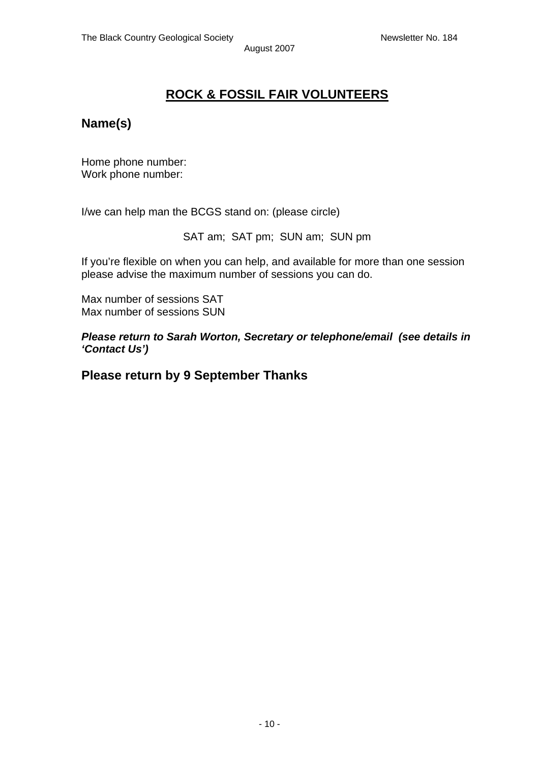## ROCK & FOSSIL FAIR VOLUNTEERS

### Name(s)

Home phone number:
Work phone number:

I/we can help man the BCGS stand on: (please circle)

SAT am; SAT pm; SUN am; SUN pm

If you're flexible on when you can help, and available for more than one session please advise the maximum number of sessions you can do.

Max number of sessions SAT
Max number of sessions SUN

***Please return to Sarah Worton, Secretary or telephone/email (see details in 'Contact Us')***

### Please return by 9 September Thanks